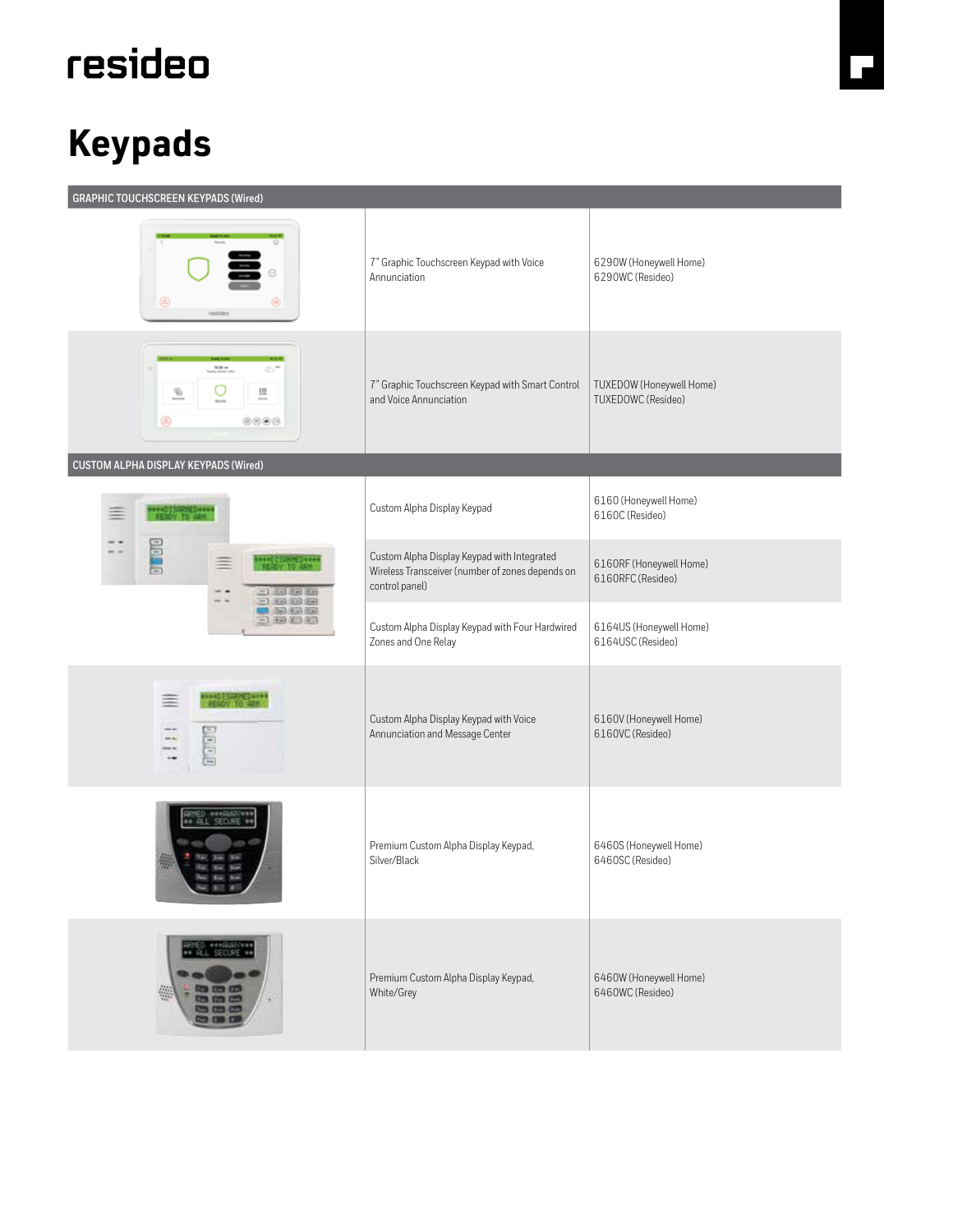resideo

# Keypads

| GRAPHIC TOUCHSCREEN KEYPADS (Wired) | | |
|---|---|---|
| | 7" Graphic Touchscreen Keypad with Voice Annunciation | 6290W (Honeywell Home)<br>6290WC (Resideo) |
| | 7" Graphic Touchscreen Keypad with Smart Control and Voice Annunciation | TUXEDOW (Honeywell Home)<br>TUXEDOWC (Resideo) |
| **CUSTOM ALPHA DISPLAY KEYPADS (Wired)** | | |
| | Custom Alpha Display Keypad | 6160 (Honeywell Home)<br>6160C (Resideo) |
| | Custom Alpha Display Keypad with Integrated Wireless Transceiver (number of zones depends on control panel) | 6160RF (Honeywell Home)<br>6160RFC (Resideo) |
| | Custom Alpha Display Keypad with Four Hardwired Zones and One Relay | 6164US (Honeywell Home)<br>6164USC (Resideo) |
| | Custom Alpha Display Keypad with Voice Annunciation and Message Center | 6160V (Honeywell Home)<br>6160VC (Resideo) |
| | Premium Custom Alpha Display Keypad, Silver/Black | 6460S (Honeywell Home)<br>6460SC (Resideo) |
| | Premium Custom Alpha Display Keypad, White/Grey | 6460W (Honeywell Home)<br>6460WC (Resideo) |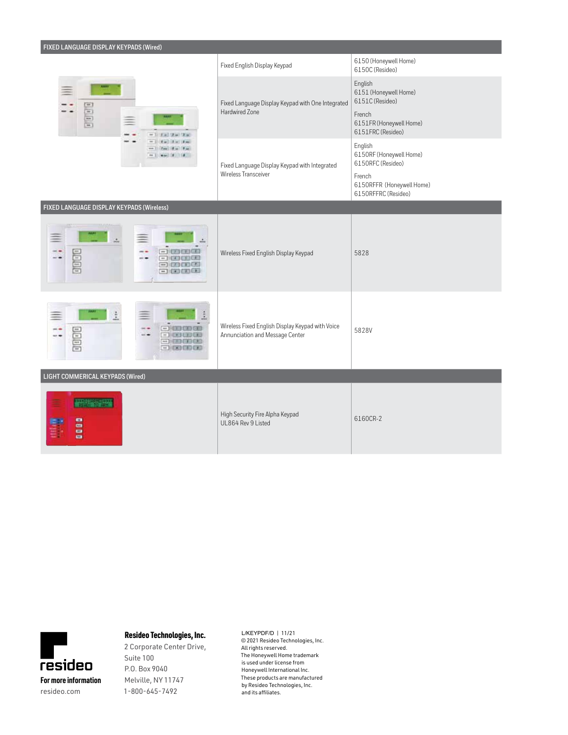| | | |
|---|---|---|
| **FIXED LANGUAGE DISPLAY KEYPADS (Wired)** | | |
| | Fixed English Display Keypad | 6150 (Honeywell Home)<br>6150C (Resideo) |
| | Fixed Language Display Keypad with One Integrated Hardwired Zone | English<br>6151 (Honeywell Home)<br>6151C (Resideo)<br><br>French<br>6151FR (Honeywell Home)<br>6151FRC (Resideo) |
| | Fixed Language Display Keypad with Integrated Wireless Transceiver | English<br>6150RF (Honeywell Home)<br>6150RFC (Resideo)<br><br>French<br>6150RFFR (Honeywell Home)<br>6150RFFRC (Resideo) |
| **FIXED LANGUAGE DISPLAY KEYPADS (Wireless)** | | |
| | Wireless Fixed English Display Keypad | 5828 |
| | Wireless Fixed English Display Keypad with Voice Annunciation and Message Center | 5828V |
| **LIGHT COMMERICAL KEYPADS (Wired)** | | |
| | High Security Fire Alpha Keypad<br>UL864 Rev 9 Listed | 6160CR-2 |

resideo

**For more information**

resideo.com

**Resideo Technologies, Inc.**

2 Corporate Center Drive,
Suite 100
P.O. Box 9040
Melville, NY 11747
1-800-645-7492

L/KEYPDF/D | 11/21
© 2021 Resideo Technologies, Inc.
All rights reserved.
The Honeywell Home trademark is used under license from Honeywell International Inc.
These products are manufactured by Resideo Technologies, Inc. and its affiliates.